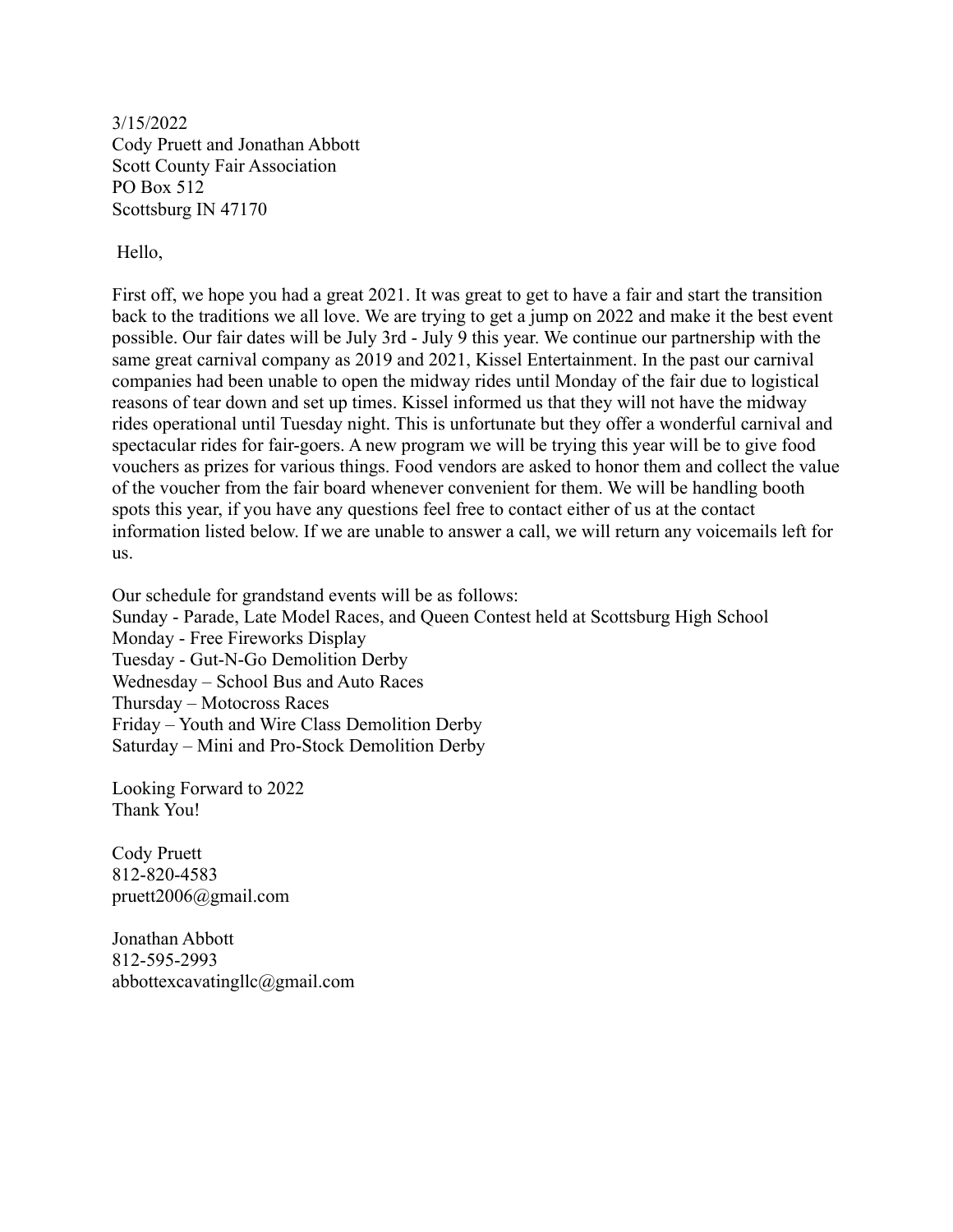3/15/2022  
Cody Pruett and Jonathan Abbott  
Scott County Fair Association  
PO Box 512  
Scottsburg IN 47170

Hello,

First off, we hope you had a great 2021. It was great to get to have a fair and start the transition back to the traditions we all love. We are trying to get a jump on 2022 and make it the best event possible. Our fair dates will be July 3rd - July 9 this year. We continue our partnership with the same great carnival company as 2019 and 2021, Kissel Entertainment. In the past our carnival companies had been unable to open the midway rides until Monday of the fair due to logistical reasons of tear down and set up times. Kissel informed us that they will not have the midway rides operational until Tuesday night. This is unfortunate but they offer a wonderful carnival and spectacular rides for fair-goers. A new program we will be trying this year will be to give food vouchers as prizes for various things. Food vendors are asked to honor them and collect the value of the voucher from the fair board whenever convenient for them. We will be handling booth spots this year, if you have any questions feel free to contact either of us at the contact information listed below. If we are unable to answer a call, we will return any voicemails left for us.

Our schedule for grandstand events will be as follows:  
Sunday - Parade, Late Model Races, and Queen Contest held at Scottsburg High School  
Monday - Free Fireworks Display  
Tuesday - Gut-N-Go Demolition Derby  
Wednesday – School Bus and Auto Races  
Thursday – Motocross Races  
Friday – Youth and Wire Class Demolition Derby  
Saturday – Mini and Pro-Stock Demolition Derby

Looking Forward to 2022  
Thank You!

Cody Pruett  
812-820-4583  
pruett2006@gmail.com

Jonathan Abbott  
812-595-2993  
abbottexcavatingllc@gmail.com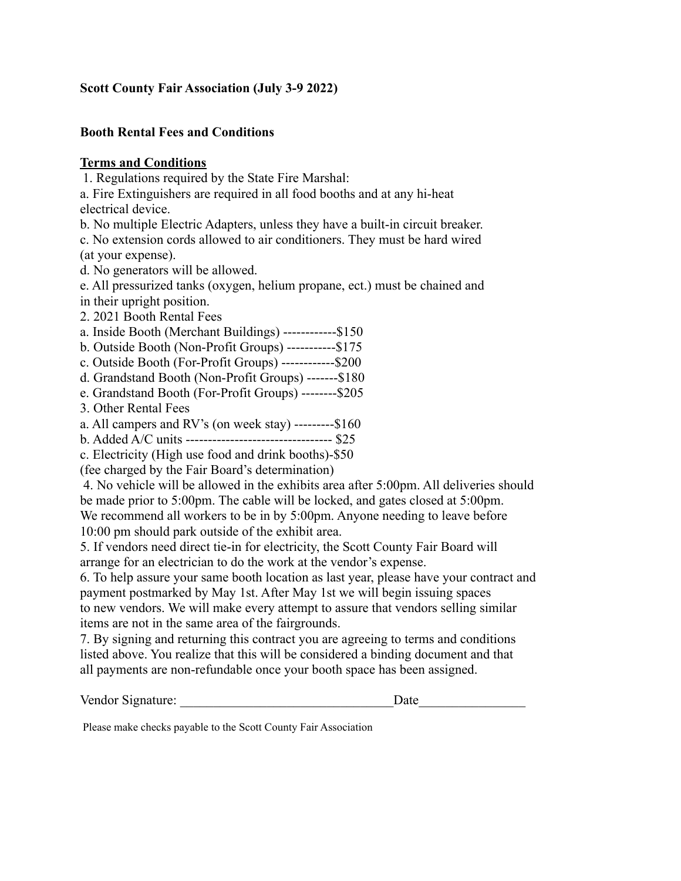**Scott County Fair Association (July 3-9 2022)**

**Booth Rental Fees and Conditions**

**Terms and Conditions**

1. Regulations required by the State Fire Marshal:
a. Fire Extinguishers are required in all food booths and at any hi-heat electrical device.
b. No multiple Electric Adapters, unless they have a built-in circuit breaker.
c. No extension cords allowed to air conditioners. They must be hard wired (at your expense).
d. No generators will be allowed.
e. All pressurized tanks (oxygen, helium propane, ect.) must be chained and in their upright position.
2. 2021 Booth Rental Fees
a. Inside Booth (Merchant Buildings) ------------$150
b. Outside Booth (Non-Profit Groups) -----------$175
c. Outside Booth (For-Profit Groups) ------------$200
d. Grandstand Booth (Non-Profit Groups) -------$180
e. Grandstand Booth (For-Profit Groups) --------$205
3. Other Rental Fees
a. All campers and RV's (on week stay) ---------$160
b. Added A/C units --------------------------------- $25
c. Electricity (High use food and drink booths)-$50
(fee charged by the Fair Board's determination)
4. No vehicle will be allowed in the exhibits area after 5:00pm. All deliveries should be made prior to 5:00pm. The cable will be locked, and gates closed at 5:00pm. We recommend all workers to be in by 5:00pm. Anyone needing to leave before 10:00 pm should park outside of the exhibit area.
5. If vendors need direct tie-in for electricity, the Scott County Fair Board will arrange for an electrician to do the work at the vendor's expense.
6. To help assure your same booth location as last year, please have your contract and payment postmarked by May 1st. After May 1st we will begin issuing spaces to new vendors. We will make every attempt to assure that vendors selling similar items are not in the same area of the fairgrounds.
7. By signing and returning this contract you are agreeing to terms and conditions listed above. You realize that this will be considered a binding document and that all payments are non-refundable once your booth space has been assigned.

Vendor Signature: ________________________________Date________________

Please make checks payable to the Scott County Fair Association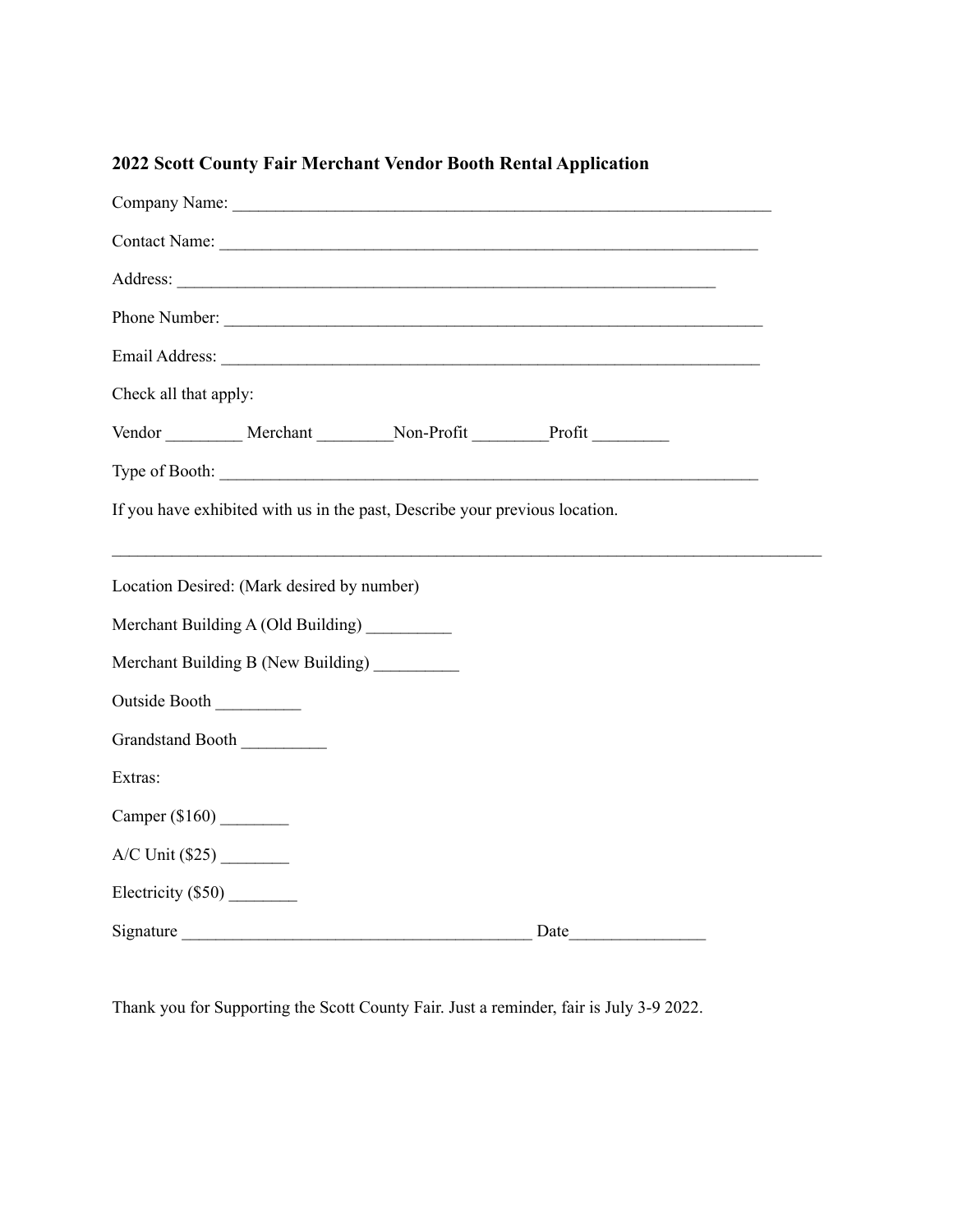**2022 Scott County Fair Merchant Vendor Booth Rental Application**

Company Name: ___________________________________________________________________

Contact Name: ___________________________________________________________________

Address: ___________________________________________________________________

Phone Number: ___________________________________________________________________

Email Address: ___________________________________________________________________

Check all that apply:

Vendor _________ Merchant _________Non-Profit _________Profit _________

Type of Booth: ___________________________________________________________________

If you have exhibited with us in the past, Describe your previous location.

_________________________________________________________________________________________

Location Desired: (Mark desired by number)

Merchant Building A (Old Building) __________

Merchant Building B (New Building) __________

Outside Booth __________

Grandstand Booth __________

Extras:

Camper ($160) ________

A/C Unit ($25) ________

Electricity ($50) ________

Signature ________________________________________ Date________________

Thank you for Supporting the Scott County Fair. Just a reminder, fair is July 3-9 2022.